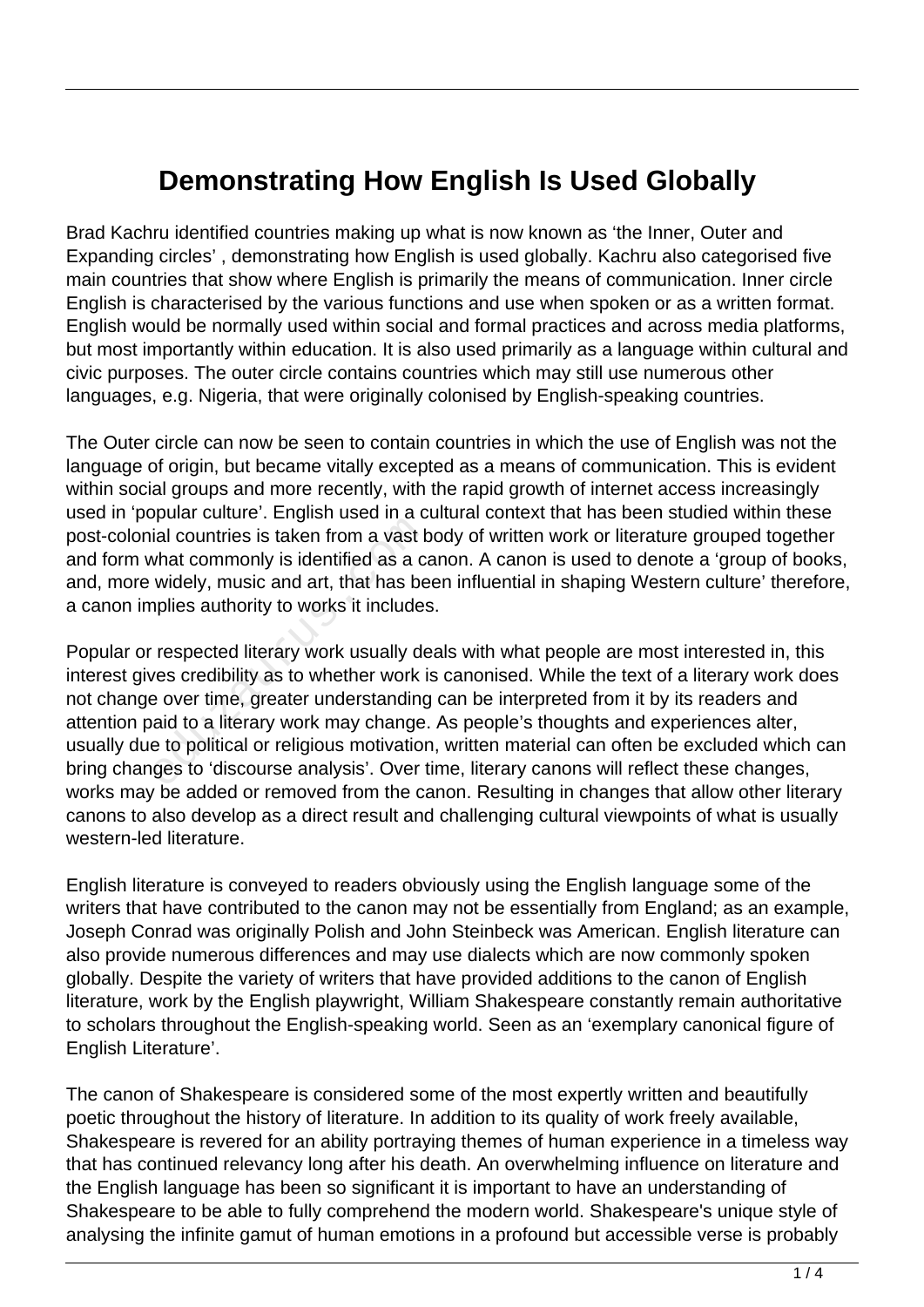# Demonstrating How English Is Used Globally

Brad Kachru identified countries making up what is now known as 'the Inner, Outer and Expanding circles' , demonstrating how English is used globally. Kachru also categorised five main countries that show where English is primarily the means of communication. Inner circle English is characterised by the various functions and use when spoken or as a written format. English would be normally used within social and formal practices and across media platforms, but most importantly within education. It is also used primarily as a language within cultural and civic purposes. The outer circle contains countries which may still use numerous other languages, e.g. Nigeria, that were originally colonised by English-speaking countries.

The Outer circle can now be seen to contain countries in which the use of English was not the language of origin, but became vitally excepted as a means of communication. This is evident within social groups and more recently, with the rapid growth of internet access increasingly used in 'popular culture'. English used in a cultural context that has been studied within these post-colonial countries is taken from a vast body of written work or literature grouped together and form what commonly is identified as a canon. A canon is used to denote a 'group of books, and, more widely, music and art, that has been influential in shaping Western culture' therefore, a canon implies authority to works it includes.

Popular or respected literary work usually deals with what people are most interested in, this interest gives credibility as to whether work is canonised. While the text of a literary work does not change over time, greater understanding can be interpreted from it by its readers and attention paid to a literary work may change. As people's thoughts and experiences alter, usually due to political or religious motivation, written material can often be excluded which can bring changes to 'discourse analysis'. Over time, literary canons will reflect these changes, works may be added or removed from the canon. Resulting in changes that allow other literary canons to also develop as a direct result and challenging cultural viewpoints of what is usually western-led literature.

English literature is conveyed to readers obviously using the English language some of the writers that have contributed to the canon may not be essentially from England; as an example, Joseph Conrad was originally Polish and John Steinbeck was American. English literature can also provide numerous differences and may use dialects which are now commonly spoken globally. Despite the variety of writers that have provided additions to the canon of English literature, work by the English playwright, William Shakespeare constantly remain authoritative to scholars throughout the English-speaking world. Seen as an 'exemplary canonical figure of English Literature'.

The canon of Shakespeare is considered some of the most expertly written and beautifully poetic throughout the history of literature. In addition to its quality of work freely available, Shakespeare is revered for an ability portraying themes of human experience in a timeless way that has continued relevancy long after his death. An overwhelming influence on literature and the English language has been so significant it is important to have an understanding of Shakespeare to be able to fully comprehend the modern world. Shakespeare's unique style of analysing the infinite gamut of human emotions in a profound but accessible verse is probably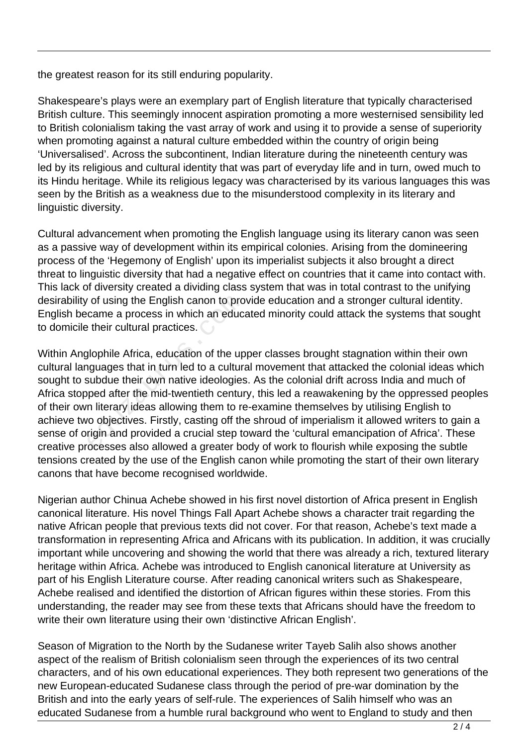the greatest reason for its still enduring popularity.

Shakespeare's plays were an exemplary part of English literature that typically characterised British culture. This seemingly innocent aspiration promoting a more westernised sensibility led to British colonialism taking the vast array of work and using it to provide a sense of superiority when promoting against a natural culture embedded within the country of origin being 'Universalised'. Across the subcontinent, Indian literature during the nineteenth century was led by its religious and cultural identity that was part of everyday life and in turn, owed much to its Hindu heritage. While its religious legacy was characterised by its various languages this was seen by the British as a weakness due to the misunderstood complexity in its literary and linguistic diversity.

Cultural advancement when promoting the English language using its literary canon was seen as a passive way of development within its empirical colonies. Arising from the domineering process of the 'Hegemony of English' upon its imperialist subjects it also brought a direct threat to linguistic diversity that had a negative effect on countries that it came into contact with. This lack of diversity created a dividing class system that was in total contrast to the unifying desirability of using the English canon to provide education and a stronger cultural identity. English became a process in which an educated minority could attack the systems that sought to domicile their cultural practices.

Within Anglophile Africa, education of the upper classes brought stagnation within their own cultural languages that in turn led to a cultural movement that attacked the colonial ideas which sought to subdue their own native ideologies. As the colonial drift across India and much of Africa stopped after the mid-twentieth century, this led a reawakening by the oppressed peoples of their own literary ideas allowing them to re-examine themselves by utilising English to achieve two objectives. Firstly, casting off the shroud of imperialism it allowed writers to gain a sense of origin and provided a crucial step toward the 'cultural emancipation of Africa'. These creative processes also allowed a greater body of work to flourish while exposing the subtle tensions created by the use of the English canon while promoting the start of their own literary canons that have become recognised worldwide.

Nigerian author Chinua Achebe showed in his first novel distortion of Africa present in English canonical literature. His novel Things Fall Apart Achebe shows a character trait regarding the native African people that previous texts did not cover. For that reason, Achebe's text made a transformation in representing Africa and Africans with its publication. In addition, it was crucially important while uncovering and showing the world that there was already a rich, textured literary heritage within Africa. Achebe was introduced to English canonical literature at University as part of his English Literature course. After reading canonical writers such as Shakespeare, Achebe realised and identified the distortion of African figures within these stories. From this understanding, the reader may see from these texts that Africans should have the freedom to write their own literature using their own 'distinctive African English'.

Season of Migration to the North by the Sudanese writer Tayeb Salih also shows another aspect of the realism of British colonialism seen through the experiences of its two central characters, and of his own educational experiences. They both represent two generations of the new European-educated Sudanese class through the period of pre-war domination by the British and into the early years of self-rule. The experiences of Salih himself who was an educated Sudanese from a humble rural background who went to England to study and then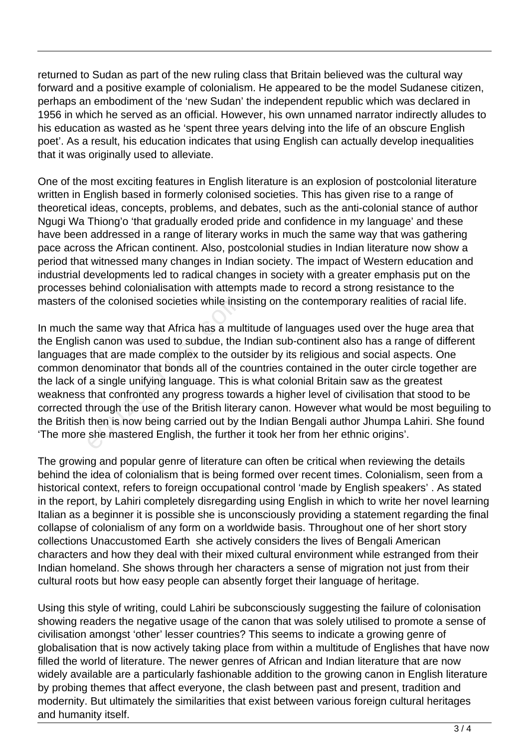returned to Sudan as part of the new ruling class that Britain believed was the cultural way forward and a positive example of colonialism. He appeared to be the model Sudanese citizen, perhaps an embodiment of the 'new Sudan' the independent republic which was declared in 1956 in which he served as an official. However, his own unnamed narrator indirectly alludes to his education as wasted as he 'spent three years delving into the life of an obscure English poet'. As a result, his education indicates that using English can actually develop inequalities that it was originally used to alleviate.

One of the most exciting features in English literature is an explosion of postcolonial literature written in English based in formerly colonised societies. This has given rise to a range of theoretical ideas, concepts, problems, and debates, such as the anti-colonial stance of author Ngugi Wa Thiong'o 'that gradually eroded pride and confidence in my language' and these have been addressed in a range of literary works in much the same way that was gathering pace across the African continent. Also, postcolonial studies in Indian literature now show a period that witnessed many changes in Indian society. The impact of Western education and industrial developments led to radical changes in society with a greater emphasis put on the processes behind colonialisation with attempts made to record a strong resistance to the masters of the colonised societies while insisting on the contemporary realities of racial life.

In much the same way that Africa has a multitude of languages used over the huge area that the English canon was used to subdue, the Indian sub-continent also has a range of different languages that are made complex to the outsider by its religious and social aspects. One common denominator that bonds all of the countries contained in the outer circle together are the lack of a single unifying language. This is what colonial Britain saw as the greatest weakness that confronted any progress towards a higher level of civilisation that stood to be corrected through the use of the British literary canon. However what would be most beguiling to the British then is now being carried out by the Indian Bengali author Jhumpa Lahiri. She found 'The more she mastered English, the further it took her from her ethnic origins'.

The growing and popular genre of literature can often be critical when reviewing the details behind the idea of colonialism that is being formed over recent times. Colonialism, seen from a historical context, refers to foreign occupational control 'made by English speakers' . As stated in the report, by Lahiri completely disregarding using English in which to write her novel learning Italian as a beginner it is possible she is unconsciously providing a statement regarding the final collapse of colonialism of any form on a worldwide basis. Throughout one of her short story collections Unaccustomed Earth she actively considers the lives of Bengali American characters and how they deal with their mixed cultural environment while estranged from their Indian homeland. She shows through her characters a sense of migration not just from their cultural roots but how easy people can absently forget their language of heritage.

Using this style of writing, could Lahiri be subconsciously suggesting the failure of colonisation showing readers the negative usage of the canon that was solely utilised to promote a sense of civilisation amongst 'other' lesser countries? This seems to indicate a growing genre of globalisation that is now actively taking place from within a multitude of Englishes that have now filled the world of literature. The newer genres of African and Indian literature that are now widely available are a particularly fashionable addition to the growing canon in English literature by probing themes that affect everyone, the clash between past and present, tradition and modernity. But ultimately the similarities that exist between various foreign cultural heritages and humanity itself.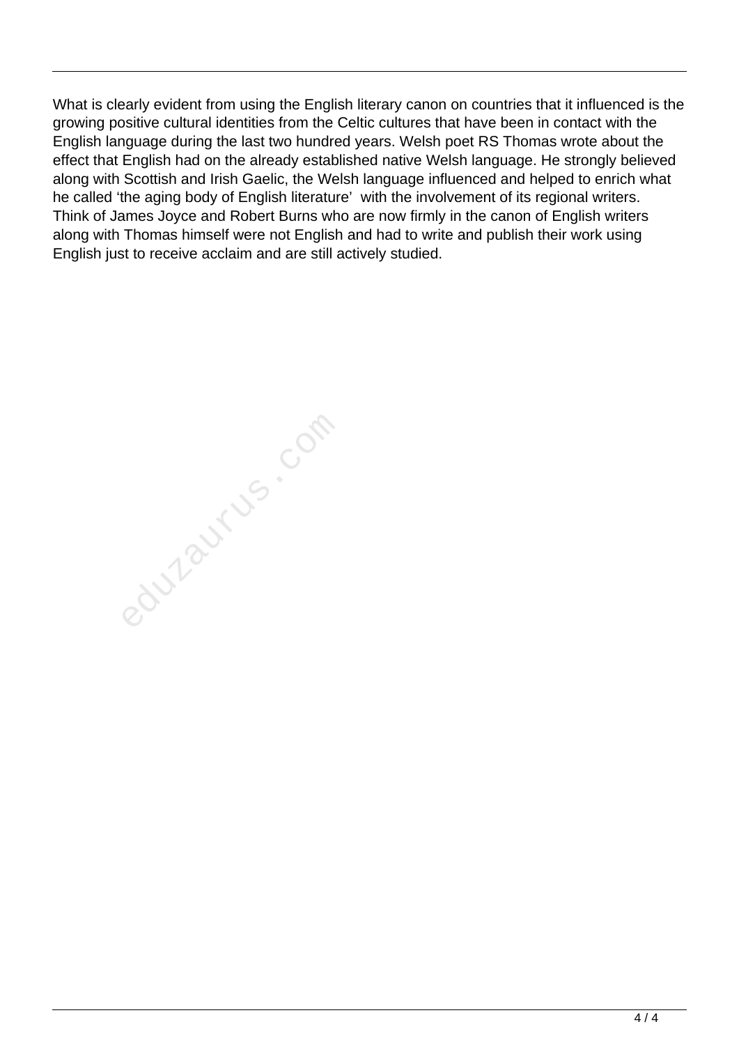What is clearly evident from using the English literary canon on countries that it influenced is the growing positive cultural identities from the Celtic cultures that have been in contact with the English language during the last two hundred years. Welsh poet RS Thomas wrote about the effect that English had on the already established native Welsh language. He strongly believed along with Scottish and Irish Gaelic, the Welsh language influenced and helped to enrich what he called 'the aging body of English literature' with the involvement of its regional writers. Think of James Joyce and Robert Burns who are now firmly in the canon of English writers along with Thomas himself were not English and had to write and publish their work using English just to receive acclaim and are still actively studied.